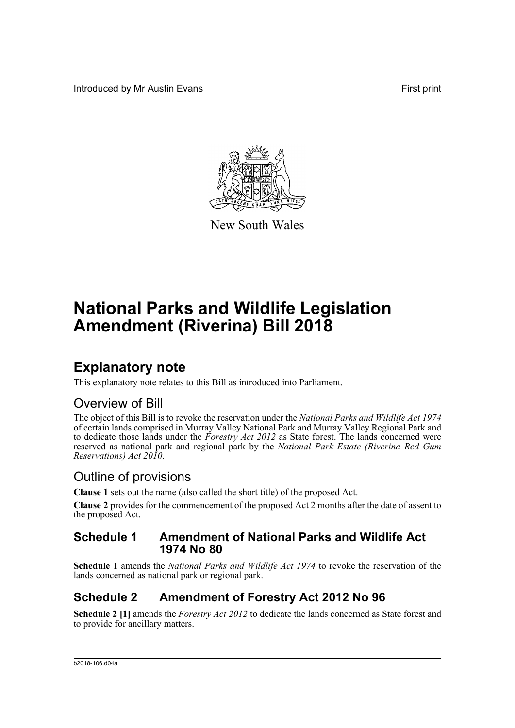Introduced by Mr Austin Evans

First print

New South Wales

# National Parks and Wildlife Legislation Amendment (Riverina) Bill 2018

## Explanatory note

This explanatory note relates to this Bill as introduced into Parliament.

### Overview of Bill

The object of this Bill is to revoke the reservation under the *National Parks and Wildlife Act 1974* of certain lands comprised in Murray Valley National Park and Murray Valley Regional Park and to dedicate those lands under the *Forestry Act 2012* as State forest. The lands concerned were reserved as national park and regional park by the *National Park Estate (Riverina Red Gum Reservations) Act 2010*.

### Outline of provisions

**Clause 1** sets out the name (also called the short title) of the proposed Act.

**Clause 2** provides for the commencement of the proposed Act 2 months after the date of assent to the proposed Act.

### Schedule 1 Amendment of National Parks and Wildlife Act 1974 No 80

**Schedule 1** amends the *National Parks and Wildlife Act 1974* to revoke the reservation of the lands concerned as national park or regional park.

### Schedule 2 Amendment of Forestry Act 2012 No 96

**Schedule 2 [1]** amends the *Forestry Act 2012* to dedicate the lands concerned as State forest and to provide for ancillary matters.

b2018-106.d04a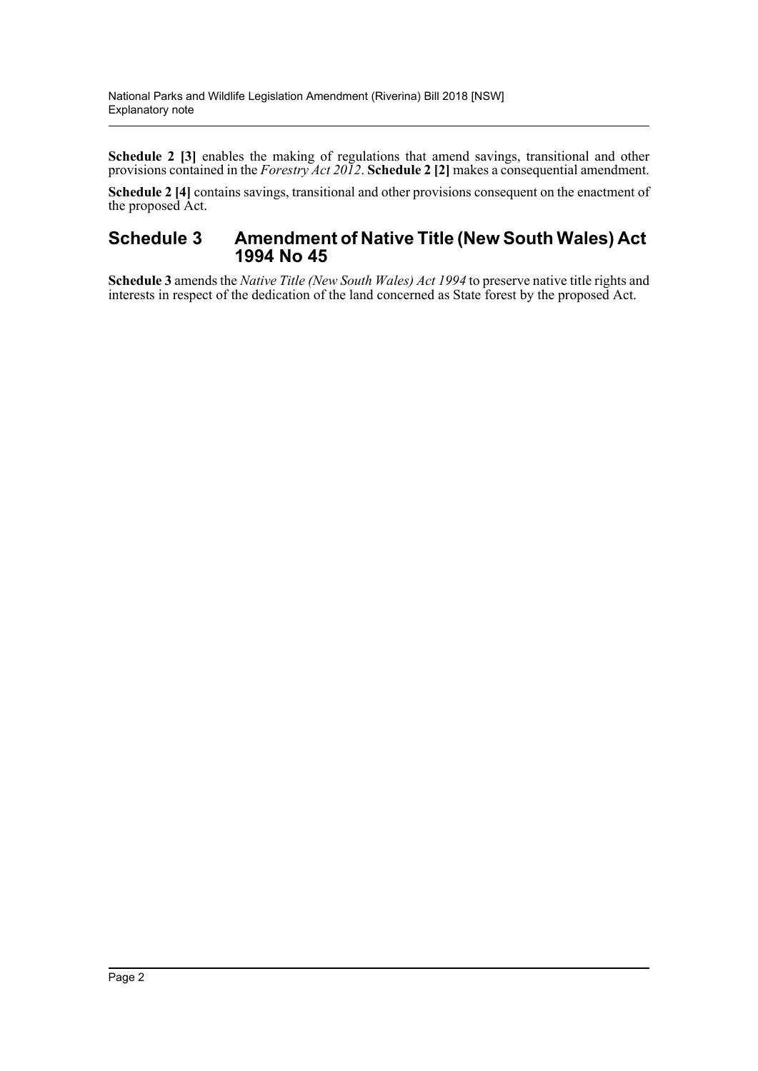**Schedule 2 [3]** enables the making of regulations that amend savings, transitional and other provisions contained in the *Forestry Act 2012*. **Schedule 2 [2]** makes a consequential amendment.

**Schedule 2 [4]** contains savings, transitional and other provisions consequent on the enactment of the proposed Act.

## Schedule 3 Amendment of Native Title (New South Wales) Act 1994 No 45

**Schedule 3** amends the *Native Title (New South Wales) Act 1994* to preserve native title rights and interests in respect of the dedication of the land concerned as State forest by the proposed Act.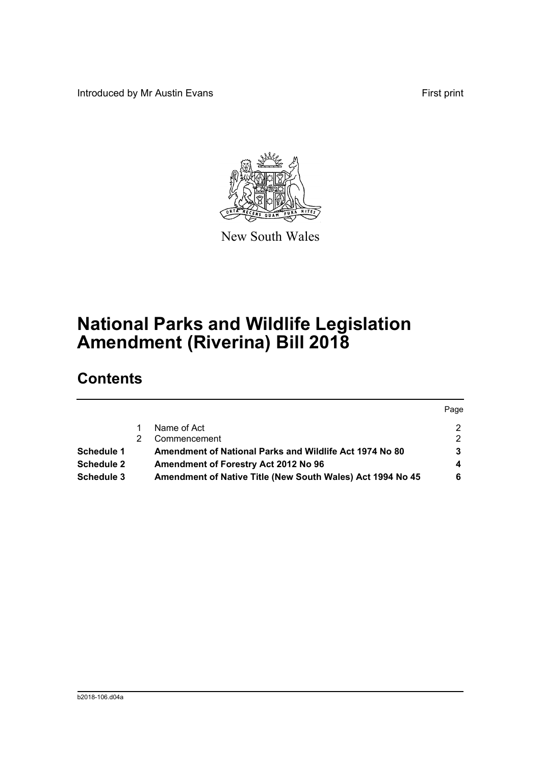Introduced by Mr Austin Evans

First print

New South Wales

# National Parks and Wildlife Legislation Amendment (Riverina) Bill 2018

## Contents

| | | | Page |
|---|---|---|---|
| | 1 | Name of Act | 2 |
| | 2 | Commencement | 2 |
| **Schedule 1** | | **Amendment of National Parks and Wildlife Act 1974 No 80** | **3** |
| **Schedule 2** | | **Amendment of Forestry Act 2012 No 96** | **4** |
| **Schedule 3** | | **Amendment of Native Title (New South Wales) Act 1994 No 45** | **6** |

b2018-106.d04a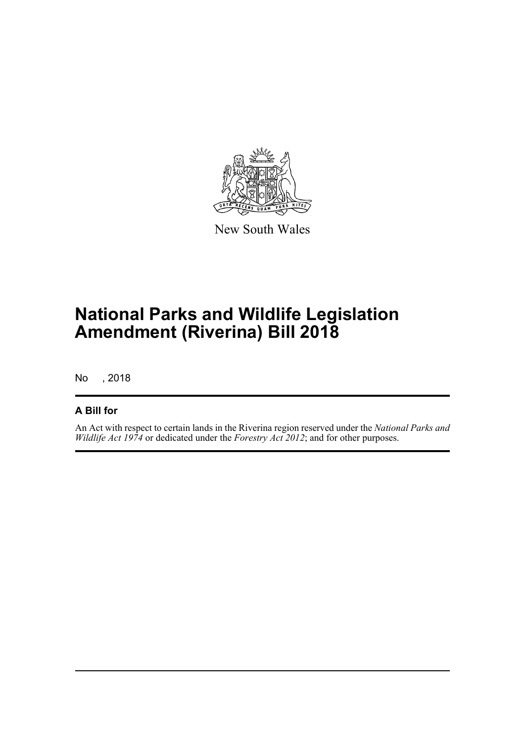New South Wales

# National Parks and Wildlife Legislation Amendment (Riverina) Bill 2018

No , 2018

## A Bill for

An Act with respect to certain lands in the Riverina region reserved under the *National Parks and Wildlife Act 1974* or dedicated under the *Forestry Act 2012*; and for other purposes.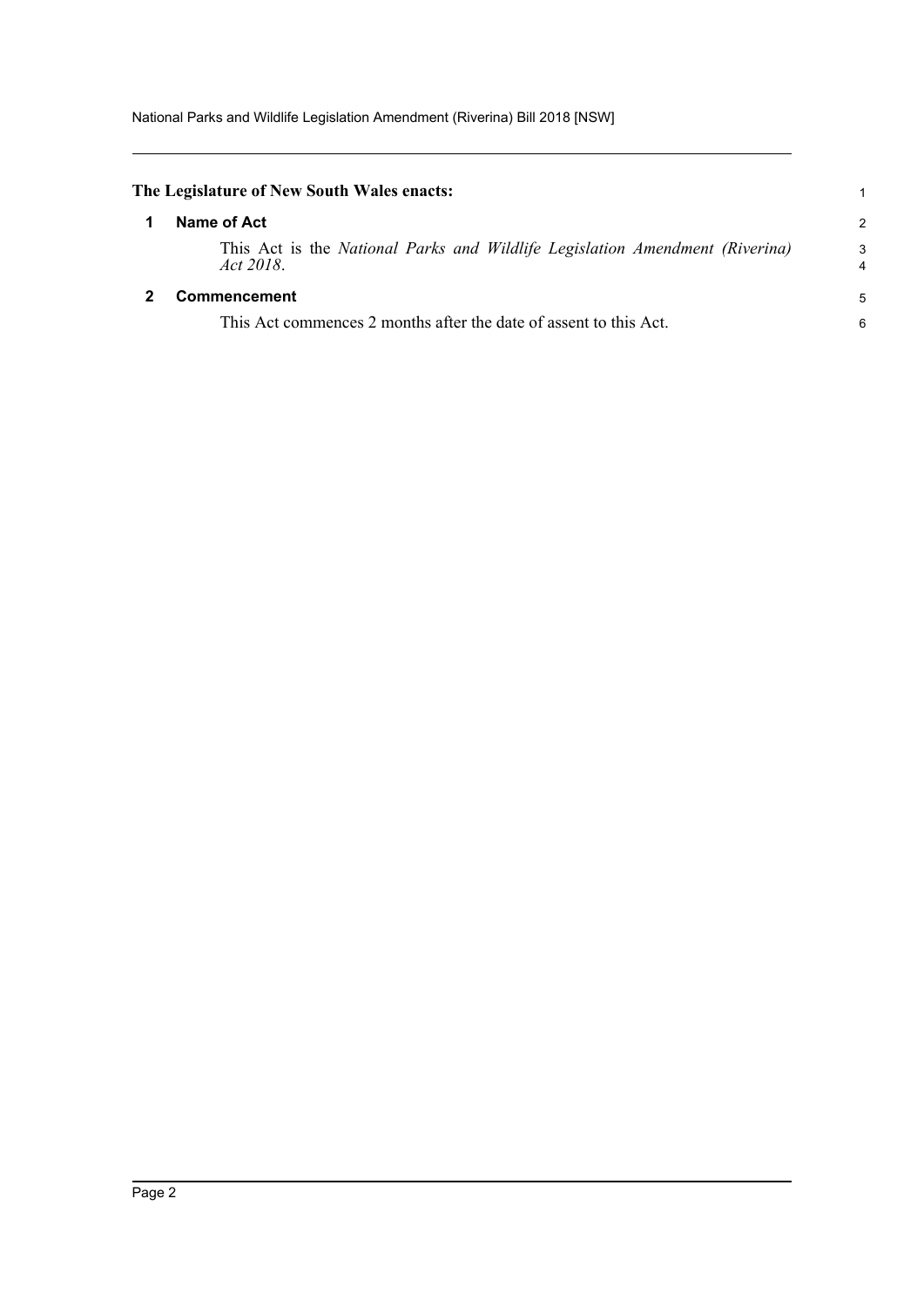**The Legislature of New South Wales enacts:**

## 1 Name of Act

This Act is the *National Parks and Wildlife Legislation Amendment (Riverina) Act 2018*.

## 2 Commencement

This Act commences 2 months after the date of assent to this Act.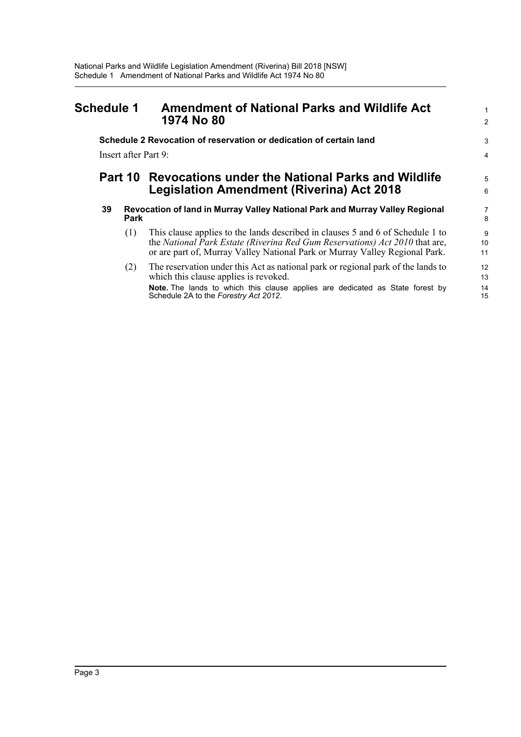# Schedule 1 Amendment of National Parks and Wildlife Act 1974 No 80

**Schedule 2 Revocation of reservation or dedication of certain land**

Insert after Part 9:

## Part 10 Revocations under the National Parks and Wildlife Legislation Amendment (Riverina) Act 2018

### 39 Revocation of land in Murray Valley National Park and Murray Valley Regional Park

(1) This clause applies to the lands described in clauses 5 and 6 of Schedule 1 to the *National Park Estate (Riverina Red Gum Reservations) Act 2010* that are, or are part of, Murray Valley National Park or Murray Valley Regional Park.

(2) The reservation under this Act as national park or regional park of the lands to which this clause applies is revoked.

**Note.** The lands to which this clause applies are dedicated as State forest by Schedule 2A to the *Forestry Act 2012*.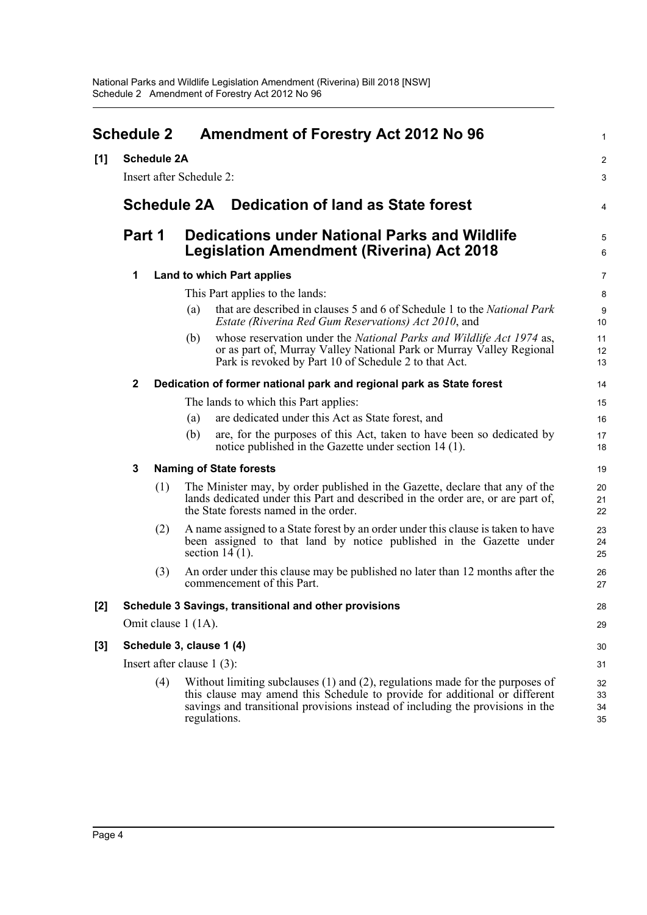# Schedule 2 Amendment of Forestry Act 2012 No 96

**[1] Schedule 2A**

Insert after Schedule 2:

## Schedule 2A Dedication of land as State forest

### Part 1 Dedications under National Parks and Wildlife Legislation Amendment (Riverina) Act 2018

**1 Land to which Part applies**

This Part applies to the lands:

(a) that are described in clauses 5 and 6 of Schedule 1 to the *National Park Estate (Riverina Red Gum Reservations) Act 2010*, and

(b) whose reservation under the *National Parks and Wildlife Act 1974* as, or as part of, Murray Valley National Park or Murray Valley Regional Park is revoked by Part 10 of Schedule 2 to that Act.

**2 Dedication of former national park and regional park as State forest**

The lands to which this Part applies:

(a) are dedicated under this Act as State forest, and

(b) are, for the purposes of this Act, taken to have been so dedicated by notice published in the Gazette under section 14 (1).

**3 Naming of State forests**

(1) The Minister may, by order published in the Gazette, declare that any of the lands dedicated under this Part and described in the order are, or are part of, the State forests named in the order.

(2) A name assigned to a State forest by an order under this clause is taken to have been assigned to that land by notice published in the Gazette under section 14 (1).

(3) An order under this clause may be published no later than 12 months after the commencement of this Part.

**[2] Schedule 3 Savings, transitional and other provisions**

Omit clause 1 (1A).

**[3] Schedule 3, clause 1 (4)**

Insert after clause 1 (3):

(4) Without limiting subclauses (1) and (2), regulations made for the purposes of this clause may amend this Schedule to provide for additional or different savings and transitional provisions instead of including the provisions in the regulations.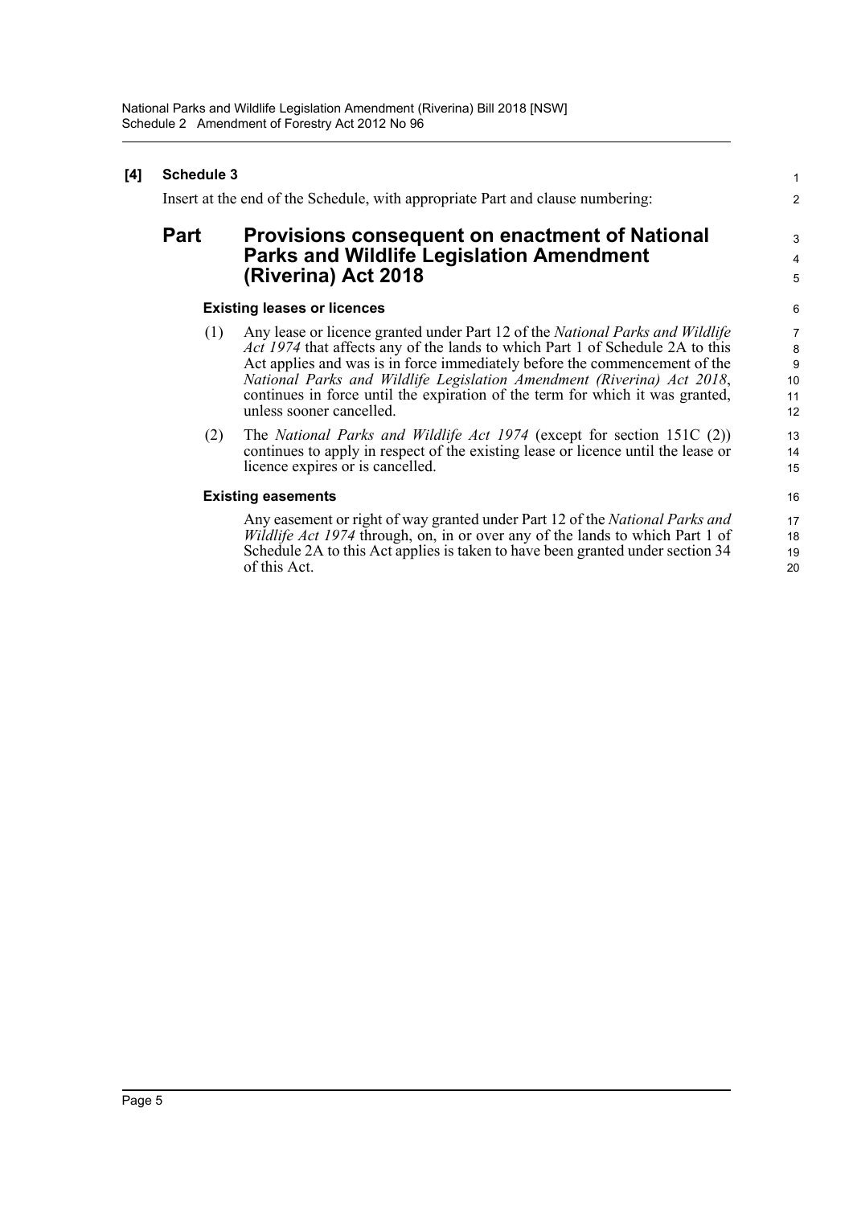**[4] Schedule 3**

Insert at the end of the Schedule, with appropriate Part and clause numbering:

# Part Provisions consequent on enactment of National Parks and Wildlife Legislation Amendment (Riverina) Act 2018

### Existing leases or licences

(1) Any lease or licence granted under Part 12 of the *National Parks and Wildlife Act 1974* that affects any of the lands to which Part 1 of Schedule 2A to this Act applies and was is in force immediately before the commencement of the *National Parks and Wildlife Legislation Amendment (Riverina) Act 2018*, continues in force until the expiration of the term for which it was granted, unless sooner cancelled.

(2) The *National Parks and Wildlife Act 1974* (except for section 151C (2)) continues to apply in respect of the existing lease or licence until the lease or licence expires or is cancelled.

### Existing easements

Any easement or right of way granted under Part 12 of the *National Parks and Wildlife Act 1974* through, on, in or over any of the lands to which Part 1 of Schedule 2A to this Act applies is taken to have been granted under section 34 of this Act.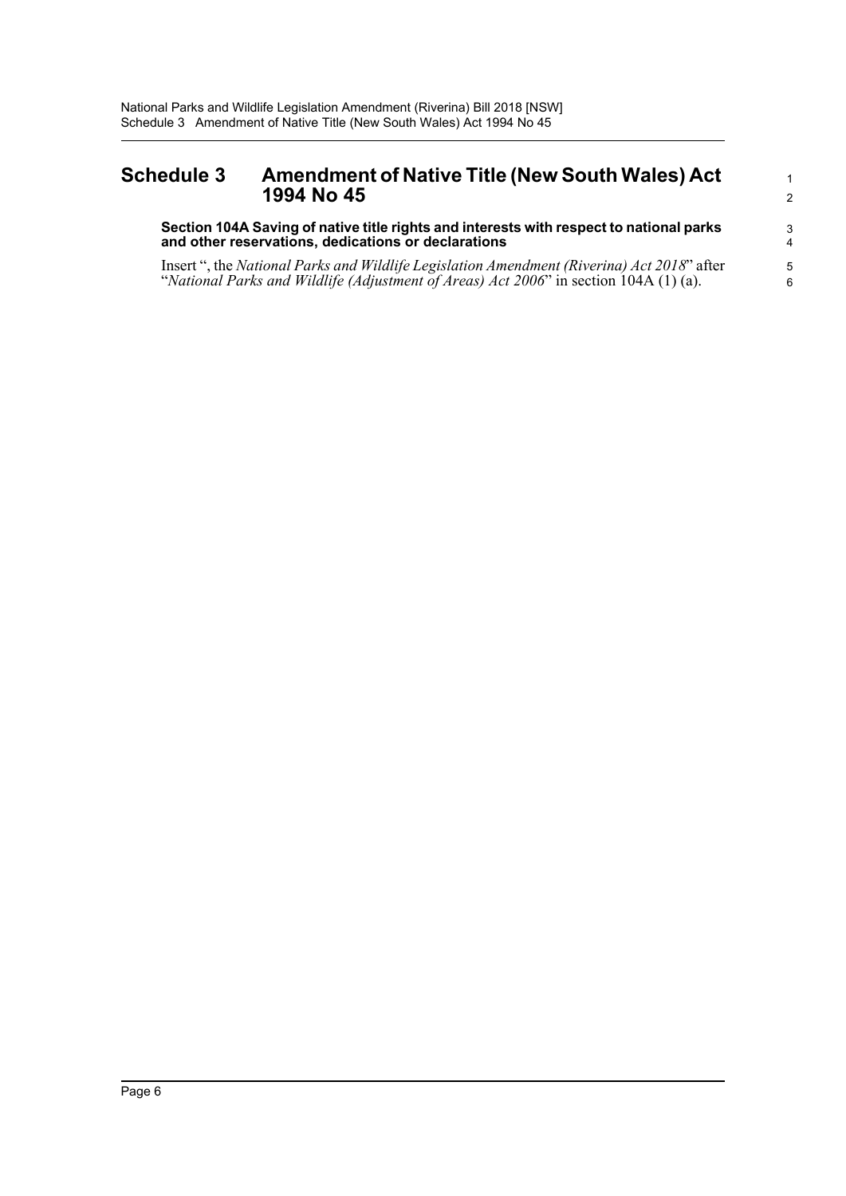# Schedule 3 Amendment of Native Title (New South Wales) Act 1994 No 45

**Section 104A Saving of native title rights and interests with respect to national parks and other reservations, dedications or declarations**

Insert ", the *National Parks and Wildlife Legislation Amendment (Riverina) Act 2018*" after "*National Parks and Wildlife (Adjustment of Areas) Act 2006*" in section 104A (1) (a).